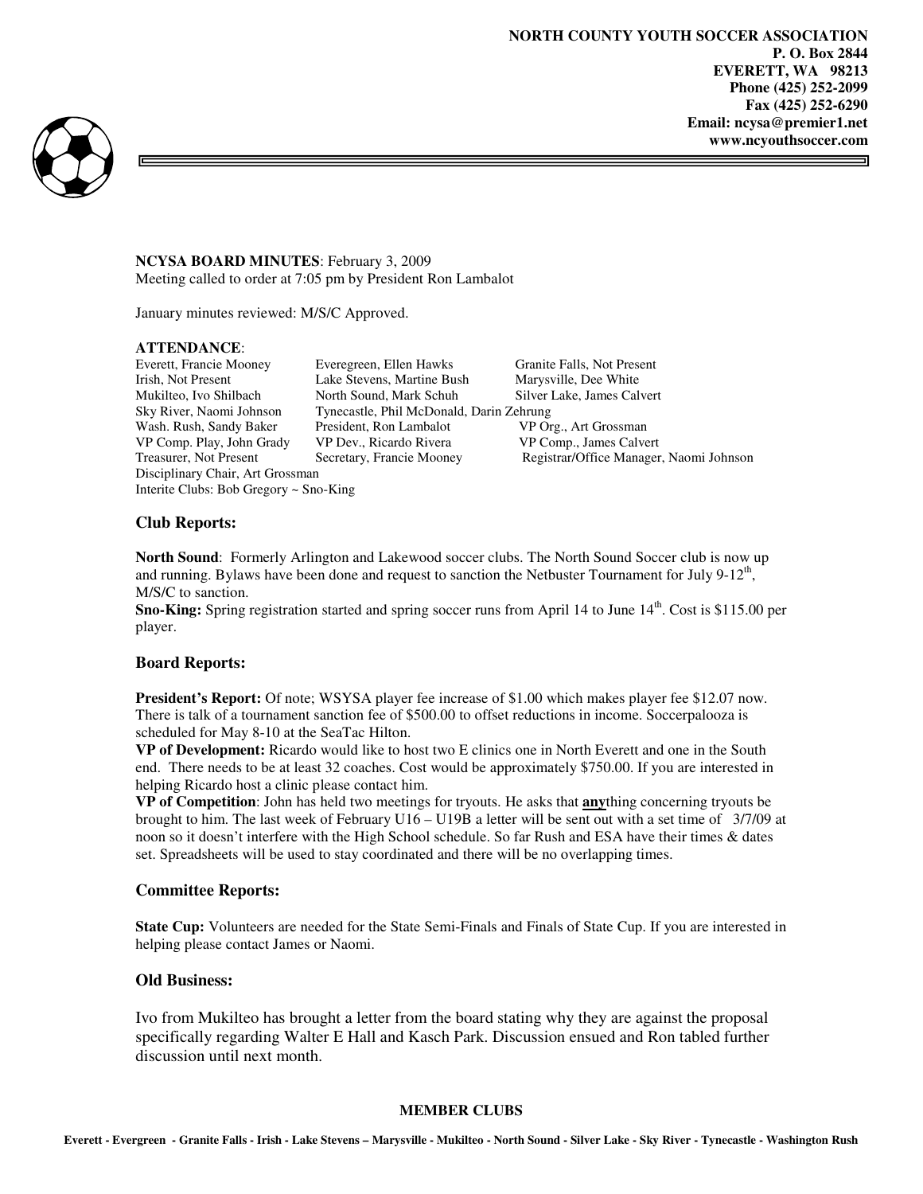**NORTH COUNTY YOUTH SOCCER ASSOCIATION**
**P. O. Box 2844**
**EVERETT, WA 98213**
**Phone (425) 252-2099**
**Fax (425) 252-6290**
**Email: ncysa@premier1.net**
**www.ncyouthsoccer.com**

**NCYSA BOARD MINUTES**: February 3, 2009
Meeting called to order at 7:05 pm by President Ron Lambalot

January minutes reviewed: M/S/C Approved.

**ATTENDANCE**:

| | | |
|---|---|---|
| Everett, Francie Mooney | Everegreen, Ellen Hawks | Granite Falls, Not Present |
| Irish, Not Present | Lake Stevens, Martine Bush | Marysville, Dee White |
| Mukilteo, Ivo Shilbach | North Sound, Mark Schuh | Silver Lake, James Calvert |
| Sky River, Naomi Johnson | Tynecastle, Phil McDonald, Darin Zehrung | |
| Wash. Rush, Sandy Baker | President, Ron Lambalot | VP Org., Art Grossman |
| VP Comp. Play, John Grady | VP Dev., Ricardo Rivera | VP Comp., James Calvert |
| Treasurer, Not Present | Secretary, Francie Mooney | Registrar/Office Manager, Naomi Johnson |

Disciplinary Chair, Art Grossman
Interite Clubs: Bob Gregory ~ Sno-King

### Club Reports:

**North Sound**: Formerly Arlington and Lakewood soccer clubs. The North Sound Soccer club is now up and running. Bylaws have been done and request to sanction the Netbuster Tournament for July 9-12th, M/S/C to sanction.
**Sno-King:** Spring registration started and spring soccer runs from April 14 to June 14th. Cost is $115.00 per player.

### Board Reports:

**President's Report:** Of note; WSYSA player fee increase of $1.00 which makes player fee $12.07 now. There is talk of a tournament sanction fee of $500.00 to offset reductions in income. Soccerpalooza is scheduled for May 8-10 at the SeaTac Hilton.
**VP of Development:** Ricardo would like to host two E clinics one in North Everett and one in the South end. There needs to be at least 32 coaches. Cost would be approximately $750.00. If you are interested in helping Ricardo host a clinic please contact him.
**VP of Competition**: John has held two meetings for tryouts. He asks that **any**thing concerning tryouts be brought to him. The last week of February U16 – U19B a letter will be sent out with a set time of 3/7/09 at noon so it doesn't interfere with the High School schedule. So far Rush and ESA have their times & dates set. Spreadsheets will be used to stay coordinated and there will be no overlapping times.

### Committee Reports:

**State Cup:** Volunteers are needed for the State Semi-Finals and Finals of State Cup. If you are interested in helping please contact James or Naomi.

### Old Business:

Ivo from Mukilteo has brought a letter from the board stating why they are against the proposal specifically regarding Walter E Hall and Kasch Park. Discussion ensued and Ron tabled further discussion until next month.

**MEMBER CLUBS**

**Everett - Evergreen - Granite Falls - Irish - Lake Stevens – Marysville - Mukilteo - North Sound - Silver Lake - Sky River - Tynecastle - Washington Rush**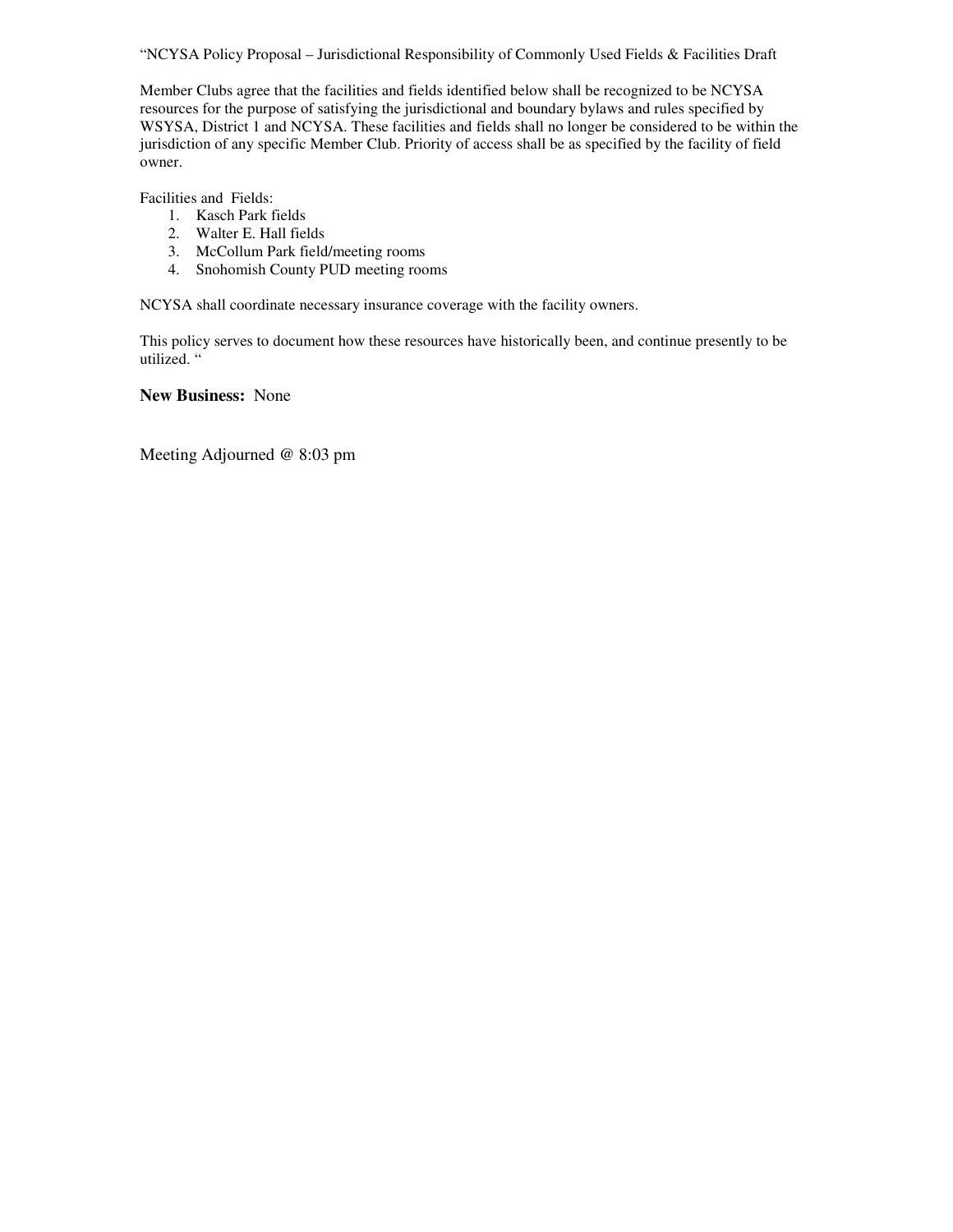"NCYSA Policy Proposal – Jurisdictional Responsibility of Commonly Used Fields & Facilities Draft

Member Clubs agree that the facilities and fields identified below shall be recognized to be NCYSA resources for the purpose of satisfying the jurisdictional and boundary bylaws and rules specified by WSYSA, District 1 and NCYSA. These facilities and fields shall no longer be considered to be within the jurisdiction of any specific Member Club. Priority of access shall be as specified by the facility of field owner.

Facilities and Fields:

1. Kasch Park fields
2. Walter E. Hall fields
3. McCollum Park field/meeting rooms
4. Snohomish County PUD meeting rooms

NCYSA shall coordinate necessary insurance coverage with the facility owners.

This policy serves to document how these resources have historically been, and continue presently to be utilized. "

**New Business:** None

Meeting Adjourned @ 8:03 pm